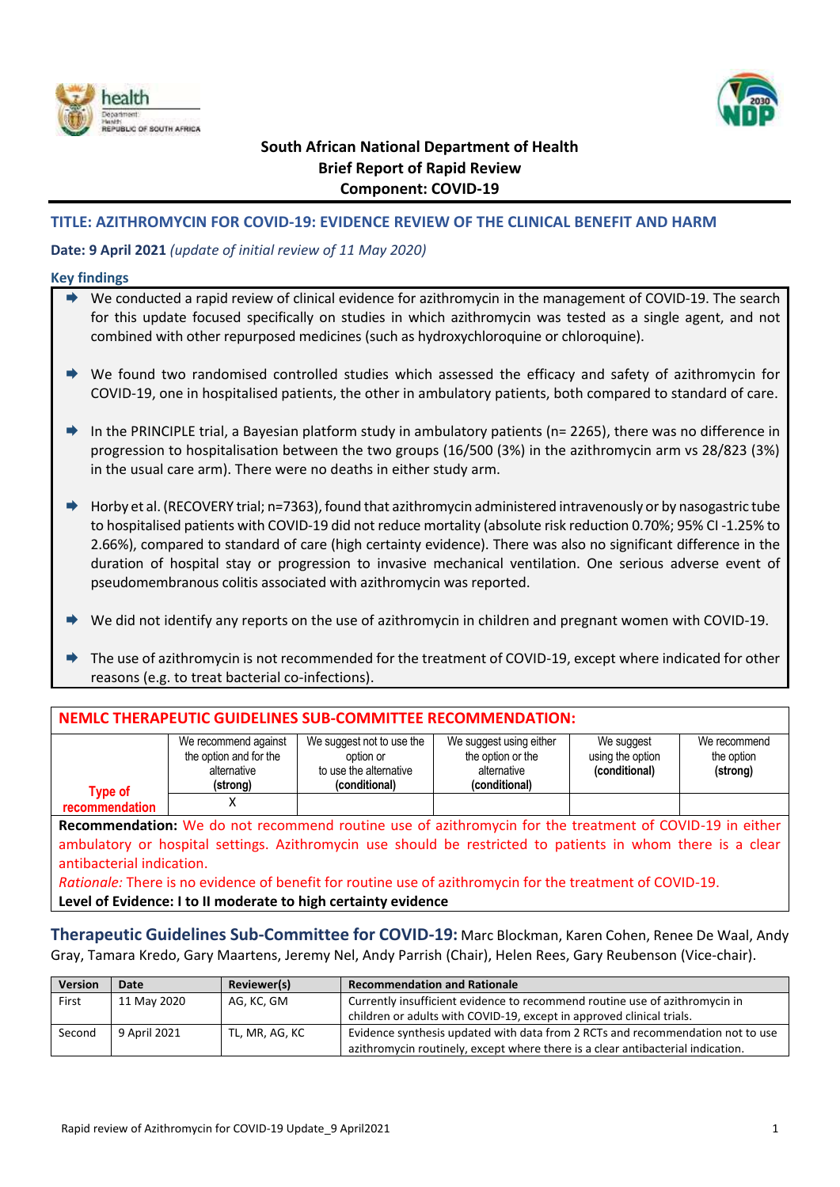South African National Department of Health
Brief Report of Rapid Review
Component: COVID-19

## TITLE: AZITHROMYCIN FOR COVID-19: EVIDENCE REVIEW OF THE CLINICAL BENEFIT AND HARM

**Date: 9 April 2021** *(update of initial review of 11 May 2020)*

### Key findings

- We conducted a rapid review of clinical evidence for azithromycin in the management of COVID-19. The search for this update focused specifically on studies in which azithromycin was tested as a single agent, and not combined with other repurposed medicines (such as hydroxychloroquine or chloroquine).
- We found two randomised controlled studies which assessed the efficacy and safety of azithromycin for COVID-19, one in hospitalised patients, the other in ambulatory patients, both compared to standard of care.
- In the PRINCIPLE trial, a Bayesian platform study in ambulatory patients (n= 2265), there was no difference in progression to hospitalisation between the two groups (16/500 (3%) in the azithromycin arm vs 28/823 (3%) in the usual care arm). There were no deaths in either study arm.
- Horby et al. (RECOVERY trial; n=7363), found that azithromycin administered intravenously or by nasogastric tube to hospitalised patients with COVID-19 did not reduce mortality (absolute risk reduction 0.70%; 95% CI -1.25% to 2.66%), compared to standard of care (high certainty evidence). There was also no significant difference in the duration of hospital stay or progression to invasive mechanical ventilation. One serious adverse event of pseudomembranous colitis associated with azithromycin was reported.
- We did not identify any reports on the use of azithromycin in children and pregnant women with COVID-19.
- The use of azithromycin is not recommended for the treatment of COVID-19, except where indicated for other reasons (e.g. to treat bacterial co-infections).

### NEMLC THERAPEUTIC GUIDELINES SUB-COMMITTEE RECOMMENDATION:

| Type of recommendation | We recommend against the option and for the alternative **(strong)** | We suggest not to use the option or to use the alternative **(conditional)** | We suggest using either the option or the alternative **(conditional)** | We suggest using the option **(conditional)** | We recommend the option **(strong)** |
|---|---|---|---|---|---|
| | X | | | | |

**Recommendation:** We do not recommend routine use of azithromycin for the treatment of COVID-19 in either ambulatory or hospital settings. Azithromycin use should be restricted to patients in whom there is a clear antibacterial indication.

*Rationale:* There is no evidence of benefit for routine use of azithromycin for the treatment of COVID-19.

**Level of Evidence: I to II moderate to high certainty evidence**

**Therapeutic Guidelines Sub-Committee for COVID-19:** Marc Blockman, Karen Cohen, Renee De Waal, Andy Gray, Tamara Kredo, Gary Maartens, Jeremy Nel, Andy Parrish (Chair), Helen Rees, Gary Reubenson (Vice-chair).

| Version | Date | Reviewer(s) | Recommendation and Rationale |
|---|---|---|---|
| First | 11 May 2020 | AG, KC, GM | Currently insufficient evidence to recommend routine use of azithromycin in children or adults with COVID-19, except in approved clinical trials. |
| Second | 9 April 2021 | TL, MR, AG, KC | Evidence synthesis updated with data from 2 RCTs and recommendation not to use azithromycin routinely, except where there is a clear antibacterial indication. |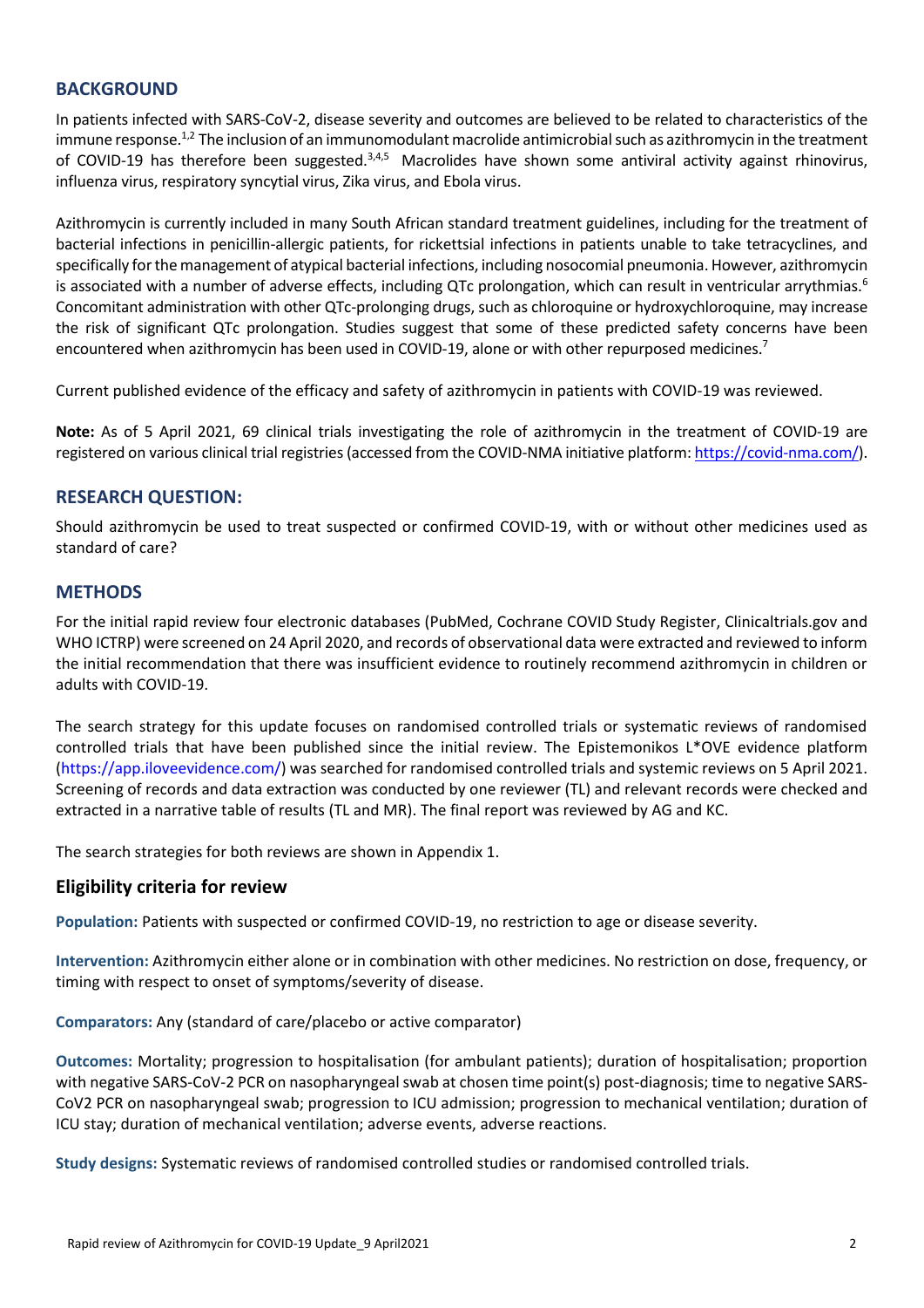## BACKGROUND

In patients infected with SARS-CoV-2, disease severity and outcomes are believed to be related to characteristics of the immune response.[1,2] The inclusion of an immunomodulant macrolide antimicrobial such as azithromycin in the treatment of COVID-19 has therefore been suggested.[3,4,5] Macrolides have shown some antiviral activity against rhinovirus, influenza virus, respiratory syncytial virus, Zika virus, and Ebola virus.

Azithromycin is currently included in many South African standard treatment guidelines, including for the treatment of bacterial infections in penicillin-allergic patients, for rickettsial infections in patients unable to take tetracyclines, and specifically for the management of atypical bacterial infections, including nosocomial pneumonia. However, azithromycin is associated with a number of adverse effects, including QTc prolongation, which can result in ventricular arrythmias.[6] Concomitant administration with other QTc-prolonging drugs, such as chloroquine or hydroxychloroquine, may increase the risk of significant QTc prolongation. Studies suggest that some of these predicted safety concerns have been encountered when azithromycin has been used in COVID-19, alone or with other repurposed medicines.[7]

Current published evidence of the efficacy and safety of azithromycin in patients with COVID-19 was reviewed.

**Note:** As of 5 April 2021, 69 clinical trials investigating the role of azithromycin in the treatment of COVID-19 are registered on various clinical trial registries (accessed from the COVID-NMA initiative platform: https://covid-nma.com/).

## RESEARCH QUESTION:

Should azithromycin be used to treat suspected or confirmed COVID-19, with or without other medicines used as standard of care?

## METHODS

For the initial rapid review four electronic databases (PubMed, Cochrane COVID Study Register, Clinicaltrials.gov and WHO ICTRP) were screened on 24 April 2020, and records of observational data were extracted and reviewed to inform the initial recommendation that there was insufficient evidence to routinely recommend azithromycin in children or adults with COVID-19.

The search strategy for this update focuses on randomised controlled trials or systematic reviews of randomised controlled trials that have been published since the initial review. The Epistemonikos L*OVE evidence platform (https://app.iloveevidence.com/) was searched for randomised controlled trials and systemic reviews on 5 April 2021. Screening of records and data extraction was conducted by one reviewer (TL) and relevant records were checked and extracted in a narrative table of results (TL and MR). The final report was reviewed by AG and KC.

The search strategies for both reviews are shown in Appendix 1.

### Eligibility criteria for review

**Population:** Patients with suspected or confirmed COVID-19, no restriction to age or disease severity.

**Intervention:** Azithromycin either alone or in combination with other medicines. No restriction on dose, frequency, or timing with respect to onset of symptoms/severity of disease.

**Comparators:** Any (standard of care/placebo or active comparator)

**Outcomes:** Mortality; progression to hospitalisation (for ambulant patients); duration of hospitalisation; proportion with negative SARS-CoV-2 PCR on nasopharyngeal swab at chosen time point(s) post-diagnosis; time to negative SARS-CoV2 PCR on nasopharyngeal swab; progression to ICU admission; progression to mechanical ventilation; duration of ICU stay; duration of mechanical ventilation; adverse events, adverse reactions.

**Study designs:** Systematic reviews of randomised controlled studies or randomised controlled trials.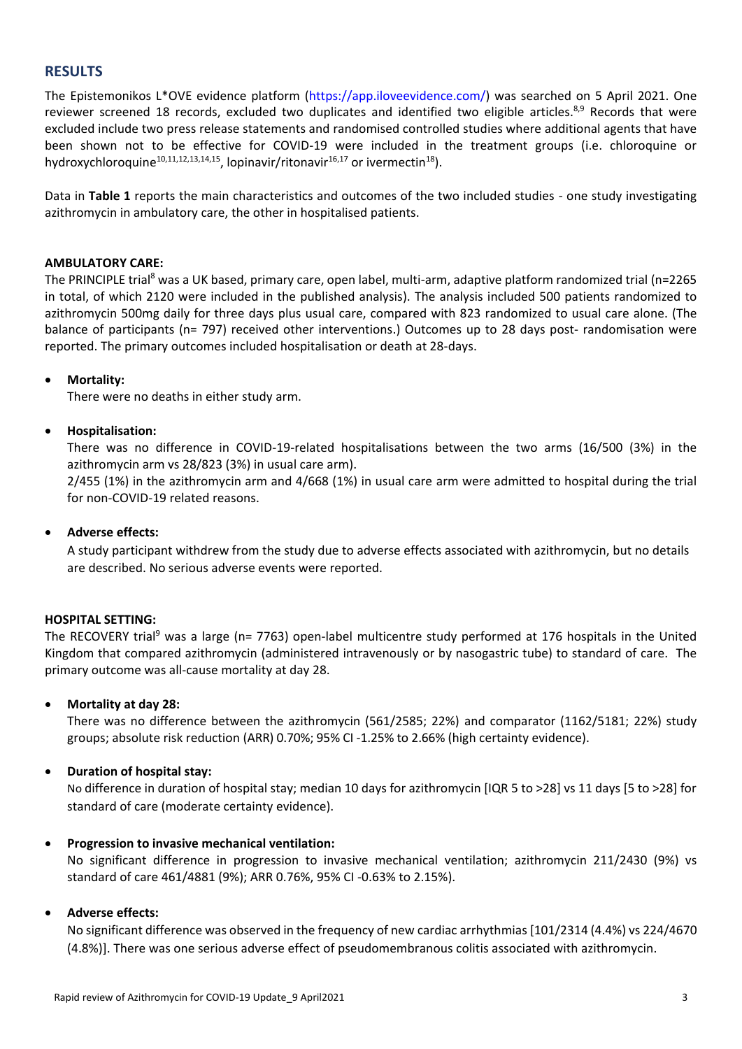## RESULTS

The Epistemonikos L*OVE evidence platform (https://app.iloveevidence.com/) was searched on 5 April 2021. One reviewer screened 18 records, excluded two duplicates and identified two eligible articles.[8,9] Records that were excluded include two press release statements and randomised controlled studies where additional agents that have been shown not to be effective for COVID-19 were included in the treatment groups (i.e. chloroquine or hydroxychloroquine[10,11,12,13,14,15], lopinavir/ritonavir[16,17] or ivermectin[18]).

Data in **Table 1** reports the main characteristics and outcomes of the two included studies - one study investigating azithromycin in ambulatory care, the other in hospitalised patients.

**AMBULATORY CARE:**

The PRINCIPLE trial[8] was a UK based, primary care, open label, multi-arm, adaptive platform randomized trial (n=2265 in total, of which 2120 were included in the published analysis). The analysis included 500 patients randomized to azithromycin 500mg daily for three days plus usual care, compared with 823 randomized to usual care alone. (The balance of participants (n= 797) received other interventions.) Outcomes up to 28 days post- randomisation were reported. The primary outcomes included hospitalisation or death at 28-days.

- **Mortality:**
  There were no deaths in either study arm.

- **Hospitalisation:**
  There was no difference in COVID-19-related hospitalisations between the two arms (16/500 (3%) in the azithromycin arm vs 28/823 (3%) in usual care arm).
  2/455 (1%) in the azithromycin arm and 4/668 (1%) in usual care arm were admitted to hospital during the trial for non-COVID-19 related reasons.

- **Adverse effects:**
  A study participant withdrew from the study due to adverse effects associated with azithromycin, but no details are described. No serious adverse events were reported.

**HOSPITAL SETTING:**

The RECOVERY trial[9] was a large (n= 7763) open-label multicentre study performed at 176 hospitals in the United Kingdom that compared azithromycin (administered intravenously or by nasogastric tube) to standard of care. The primary outcome was all-cause mortality at day 28.

- **Mortality at day 28:**
  There was no difference between the azithromycin (561/2585; 22%) and comparator (1162/5181; 22%) study groups; absolute risk reduction (ARR) 0.70%; 95% CI -1.25% to 2.66% (high certainty evidence).

- **Duration of hospital stay:**
  No difference in duration of hospital stay; median 10 days for azithromycin [IQR 5 to >28] vs 11 days [5 to >28] for standard of care (moderate certainty evidence).

- **Progression to invasive mechanical ventilation:**
  No significant difference in progression to invasive mechanical ventilation; azithromycin 211/2430 (9%) vs standard of care 461/4881 (9%); ARR 0.76%, 95% CI -0.63% to 2.15%).

- **Adverse effects:**
  No significant difference was observed in the frequency of new cardiac arrhythmias [101/2314 (4.4%) vs 224/4670 (4.8%)]. There was one serious adverse effect of pseudomembranous colitis associated with azithromycin.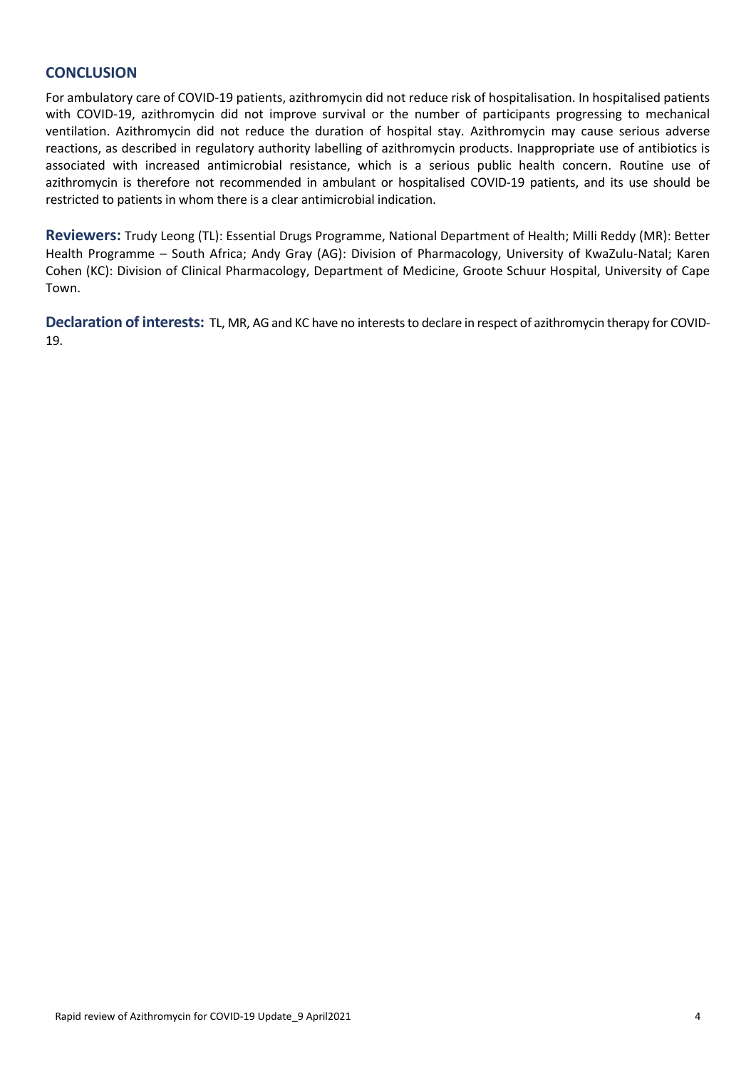## CONCLUSION

For ambulatory care of COVID-19 patients, azithromycin did not reduce risk of hospitalisation. In hospitalised patients with COVID-19, azithromycin did not improve survival or the number of participants progressing to mechanical ventilation. Azithromycin did not reduce the duration of hospital stay. Azithromycin may cause serious adverse reactions, as described in regulatory authority labelling of azithromycin products. Inappropriate use of antibiotics is associated with increased antimicrobial resistance, which is a serious public health concern. Routine use of azithromycin is therefore not recommended in ambulant or hospitalised COVID-19 patients, and its use should be restricted to patients in whom there is a clear antimicrobial indication.

**Reviewers:** Trudy Leong (TL): Essential Drugs Programme, National Department of Health; Milli Reddy (MR): Better Health Programme – South Africa; Andy Gray (AG): Division of Pharmacology, University of KwaZulu-Natal; Karen Cohen (KC): Division of Clinical Pharmacology, Department of Medicine, Groote Schuur Hospital, University of Cape Town.

**Declaration of interests:** TL, MR, AG and KC have no interests to declare in respect of azithromycin therapy for COVID-19.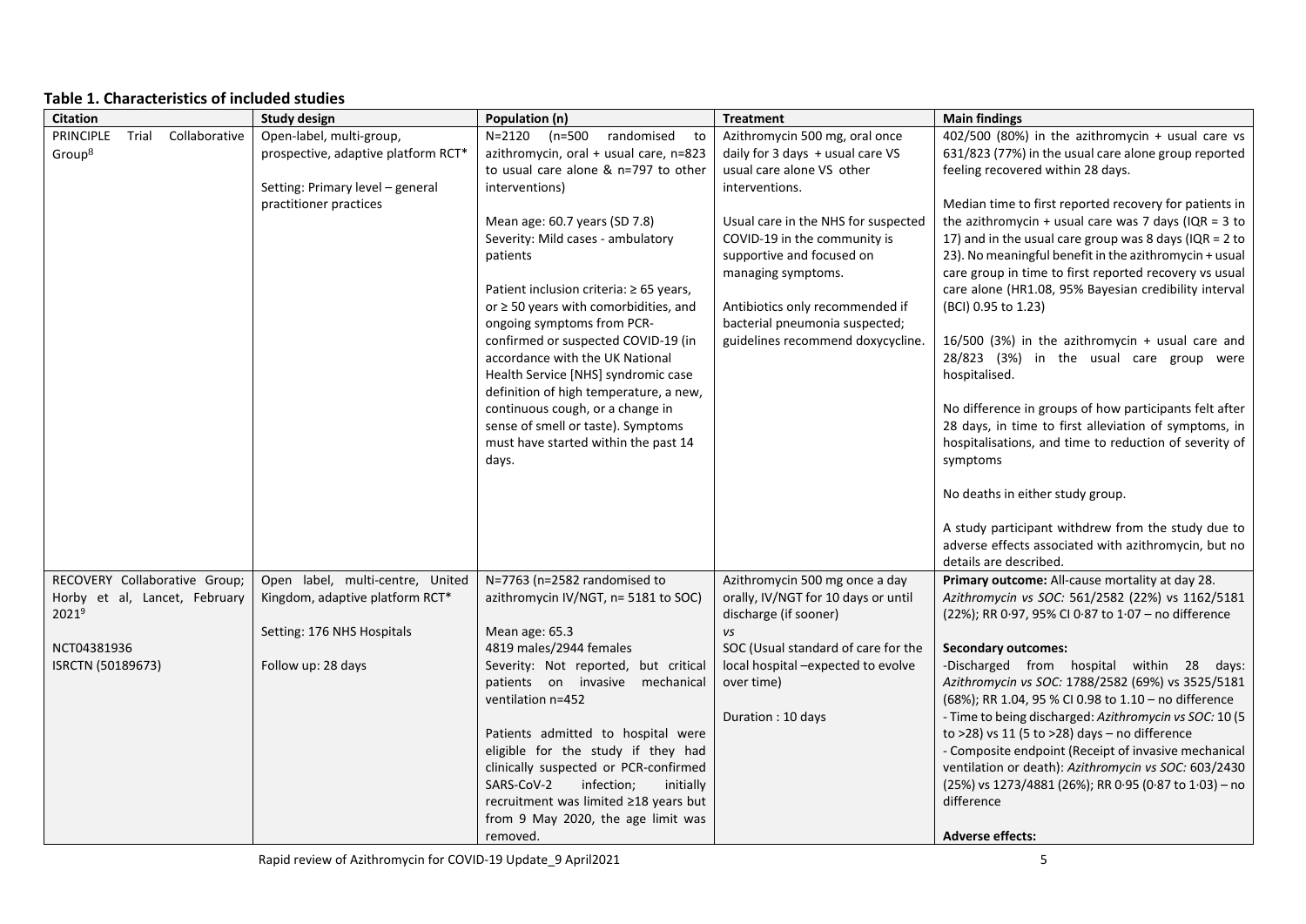**Table 1. Characteristics of included studies**

| Citation | Study design | Population (n) | Treatment | Main findings |
|---|---|---|---|---|
| PRINCIPLE Trial Collaborative Group[8] | Open-label, multi-group, prospective, adaptive platform RCT*<br><br>Setting: Primary level – general practitioner practices | N=2120 (n=500 randomised to azithromycin, oral + usual care, n=823 to usual care alone & n=797 to other interventions)<br><br>Mean age: 60.7 years (SD 7.8)<br>Severity: Mild cases - ambulatory patients<br><br>Patient inclusion criteria: ≥ 65 years, or ≥ 50 years with comorbidities, and ongoing symptoms from PCR-confirmed or suspected COVID-19 (in accordance with the UK National Health Service [NHS] syndromic case definition of high temperature, a new, continuous cough, or a change in sense of smell or taste). Symptoms must have started within the past 14 days. | Azithromycin 500 mg, oral once daily for 3 days + usual care VS usual care alone VS other interventions.<br><br>Usual care in the NHS for suspected COVID-19 in the community is supportive and focused on managing symptoms.<br><br>Antibiotics only recommended if bacterial pneumonia suspected; guidelines recommend doxycycline. | 402/500 (80%) in the azithromycin + usual care vs 631/823 (77%) in the usual care alone group reported feeling recovered within 28 days.<br><br>Median time to first reported recovery for patients in the azithromycin + usual care was 7 days (IQR = 3 to 17) and in the usual care group was 8 days (IQR = 2 to 23). No meaningful benefit in the azithromycin + usual care group in time to first reported recovery vs usual care alone (HR1.08, 95% Bayesian credibility interval (BCI) 0.95 to 1.23)<br><br>16/500 (3%) in the azithromycin + usual care and 28/823 (3%) in the usual care group were hospitalised.<br><br>No difference in groups of how participants felt after 28 days, in time to first alleviation of symptoms, in hospitalisations, and time to reduction of severity of symptoms<br><br>No deaths in either study group.<br><br>A study participant withdrew from the study due to adverse effects associated with azithromycin, but no details are described. |
| RECOVERY Collaborative Group; Horby et al, Lancet, February 2021[9]<br><br>NCT04381936<br>ISRCTN (50189673) | Open label, multi-centre, United Kingdom, adaptive platform RCT*<br><br>Setting: 176 NHS Hospitals<br><br>Follow up: 28 days | N=7763 (n=2582 randomised to azithromycin IV/NGT, n= 5181 to SOC)<br><br>Mean age: 65.3<br>4819 males/2944 females<br>Severity: Not reported, but critical patients on invasive mechanical ventilation n=452<br><br>Patients admitted to hospital were eligible for the study if they had clinically suspected or PCR-confirmed SARS-CoV-2 infection; initially recruitment was limited ≥18 years but from 9 May 2020, the age limit was removed. | Azithromycin 500 mg once a day orally, IV/NGT for 10 days or until discharge (if sooner)<br>*vs*<br>SOC (Usual standard of care for the local hospital –expected to evolve over time)<br><br>Duration : 10 days | **Primary outcome:** All-cause mortality at day 28.<br>*Azithromycin vs SOC:* 561/2582 (22%) vs 1162/5181 (22%); RR 0·97, 95% CI 0·87 to 1·07 – no difference<br><br>**Secondary outcomes:**<br>-Discharged from hospital within 28 days: *Azithromycin vs SOC:* 1788/2582 (69%) vs 3525/5181 (68%); RR 1.04, 95 % CI 0.98 to 1.10 – no difference<br>- Time to being discharged: *Azithromycin vs SOC:* 10 (5 to >28) vs 11 (5 to >28) days – no difference<br>- Composite endpoint (Receipt of invasive mechanical ventilation or death): *Azithromycin vs SOC:* 603/2430 (25%) vs 1273/4881 (26%); RR 0·95 (0·87 to 1·03) – no difference<br><br>**Adverse effects:** |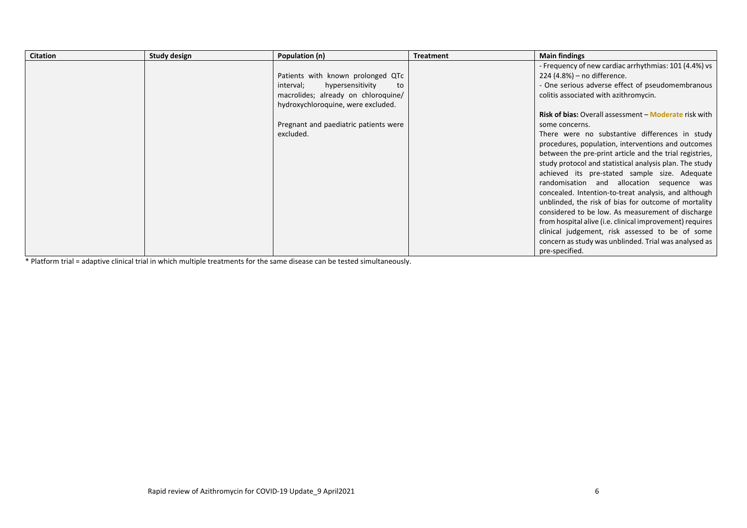| Citation | Study design | Population (n) | Treatment | Main findings |
|---|---|---|---|---|
| | | Patients with known prolonged QTc interval; hypersensitivity to macrolides; already on chloroquine/ hydroxychloroquine, were excluded.<br><br>Pregnant and paediatric patients were excluded. | | - Frequency of new cardiac arrhythmias: 101 (4.4%) vs 224 (4.8%) – no difference.<br>- One serious adverse effect of pseudomembranous colitis associated with azithromycin.<br><br>**Risk of bias:** Overall assessment – **Moderate** risk with some concerns.<br>There were no substantive differences in study procedures, population, interventions and outcomes between the pre-print article and the trial registries, study protocol and statistical analysis plan. The study achieved its pre-stated sample size. Adequate randomisation and allocation sequence was concealed. Intention-to-treat analysis, and although unblinded, the risk of bias for outcome of mortality considered to be low. As measurement of discharge from hospital alive (i.e. clinical improvement) requires clinical judgement, risk assessed to be of some concern as study was unblinded. Trial was analysed as pre-specified. |

* Platform trial = adaptive clinical trial in which multiple treatments for the same disease can be tested simultaneously.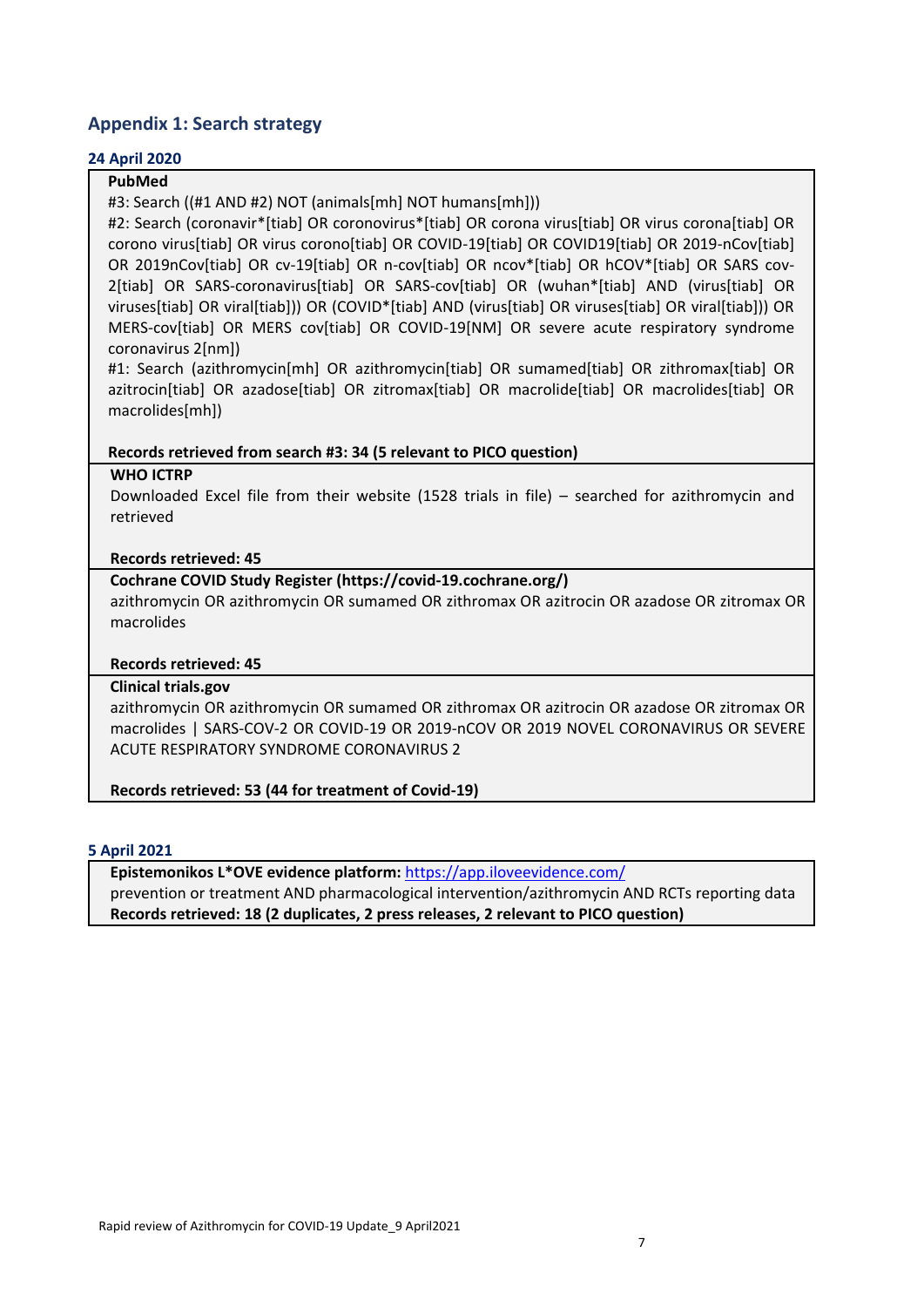## Appendix 1: Search strategy

### 24 April 2020

**PubMed**

#3: Search ((#1 AND #2) NOT (animals[mh] NOT humans[mh]))

#2: Search (coronavir*[tiab] OR coronovirus*[tiab] OR corona virus[tiab] OR virus corona[tiab] OR corono virus[tiab] OR virus corono[tiab] OR COVID-19[tiab] OR COVID19[tiab] OR 2019-nCov[tiab] OR 2019nCov[tiab] OR cv-19[tiab] OR n-cov[tiab] OR ncov*[tiab] OR hCOV*[tiab] OR SARS cov-2[tiab] OR SARS-coronavirus[tiab] OR SARS-cov[tiab] OR (wuhan*[tiab] AND (virus[tiab] OR viruses[tiab] OR viral[tiab])) OR (COVID*[tiab] AND (virus[tiab] OR viruses[tiab] OR viral[tiab])) OR MERS-cov[tiab] OR MERS cov[tiab] OR COVID-19[NM] OR severe acute respiratory syndrome coronavirus 2[nm])

#1: Search (azithromycin[mh] OR azithromycin[tiab] OR sumamed[tiab] OR zithromax[tiab] OR azitrocin[tiab] OR azadose[tiab] OR zitromax[tiab] OR macrolide[tiab] OR macrolides[tiab] OR macrolides[mh])

**Records retrieved from search #3: 34 (5 relevant to PICO question)**

**WHO ICTRP**

Downloaded Excel file from their website (1528 trials in file) – searched for azithromycin and retrieved

**Records retrieved: 45**

**Cochrane COVID Study Register (https://covid-19.cochrane.org/)**

azithromycin OR azithromycin OR sumamed OR zithromax OR azitrocin OR azadose OR zitromax OR macrolides

**Records retrieved: 45**

**Clinical trials.gov**

azithromycin OR azithromycin OR sumamed OR zithromax OR azitrocin OR azadose OR zitromax OR macrolides | SARS-COV-2 OR COVID-19 OR 2019-nCOV OR 2019 NOVEL CORONAVIRUS OR SEVERE ACUTE RESPIRATORY SYNDROME CORONAVIRUS 2

**Records retrieved: 53 (44 for treatment of Covid-19)**

### 5 April 2021

**Epistemonikos L*OVE evidence platform:** https://app.iloveevidence.com/

prevention or treatment AND pharmacological intervention/azithromycin AND RCTs reporting data

**Records retrieved: 18 (2 duplicates, 2 press releases, 2 relevant to PICO question)**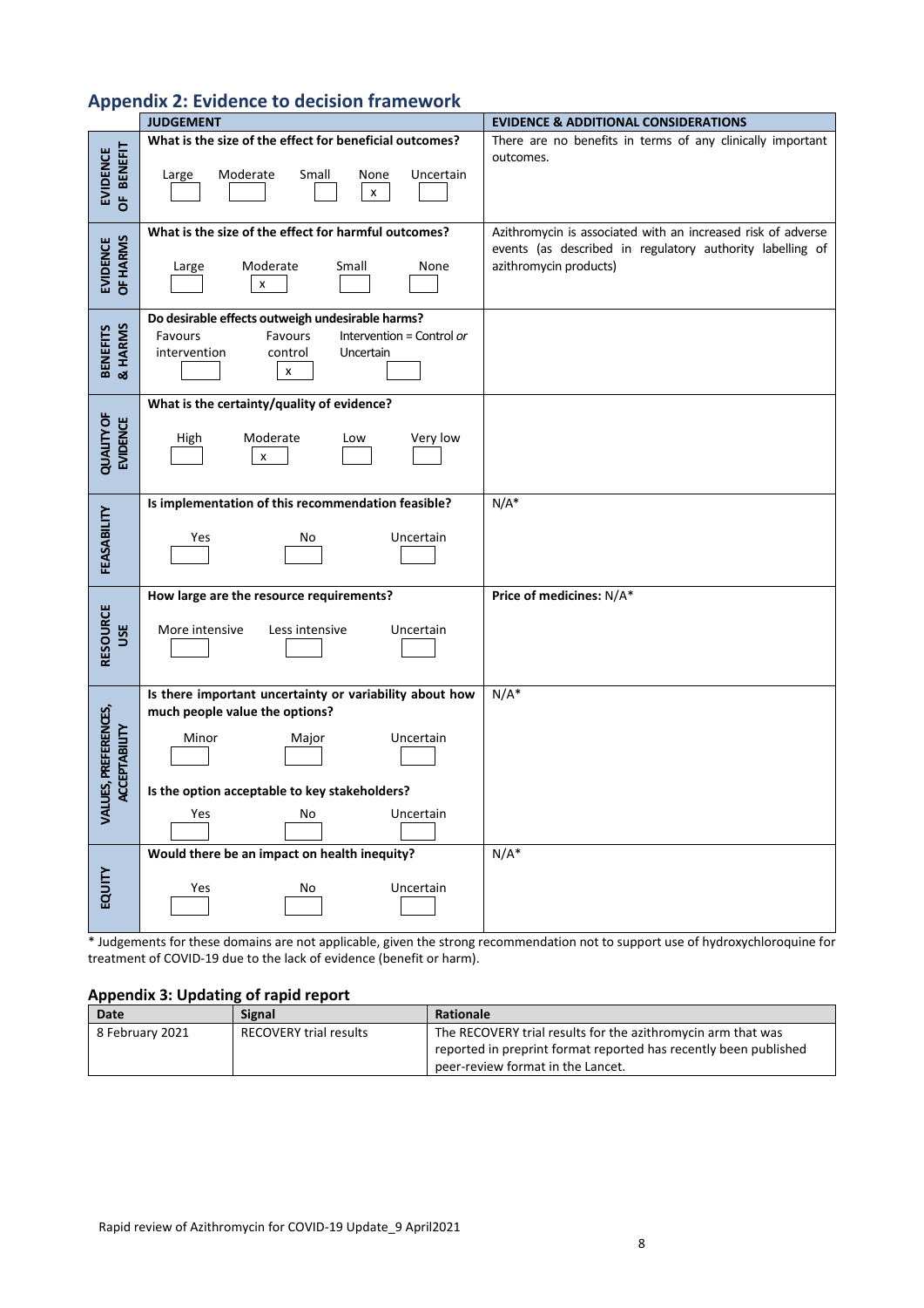## Appendix 2: Evidence to decision framework

| | JUDGEMENT | EVIDENCE & ADDITIONAL CONSIDERATIONS |
|---|---|---|
| EVIDENCE OF BENEFIT | **What is the size of the effect for beneficial outcomes?**<br>Large [ ] Moderate [ ] Small [ ] None [x] Uncertain [ ] | There are no benefits in terms of any clinically important outcomes. |
| EVIDENCE OF HARMS | **What is the size of the effect for harmful outcomes?**<br>Large [ ] Moderate [x] Small [ ] None [ ] | Azithromycin is associated with an increased risk of adverse events (as described in regulatory authority labelling of azithromycin products) |
| BENEFITS & HARMS | **Do desirable effects outweigh undesirable harms?**<br>Favours intervention [ ] Favours control [x] Intervention = Control *or* Uncertain [ ] | |
| QUALITY OF EVIDENCE | **What is the certainty/quality of evidence?**<br>High [ ] Moderate [x] Low [ ] Very low [ ] | |
| FEASABILITY | **Is implementation of this recommendation feasible?**<br>Yes [ ] No [ ] Uncertain [ ] | N/A* |
| RESOURCE USE | **How large are the resource requirements?**<br>More intensive [ ] Less intensive [ ] Uncertain [ ] | **Price of medicines:** N/A* |
| VALUES, PREFERENCES, ACCEPTABILITY | **Is there important uncertainty or variability about how much people value the options?**<br>Minor [ ] Major [ ] Uncertain [ ]<br>**Is the option acceptable to key stakeholders?**<br>Yes [ ] No [ ] Uncertain [ ] | N/A* |
| EQUITY | **Would there be an impact on health inequity?**<br>Yes [ ] No [ ] Uncertain [ ] | N/A* |

\* Judgements for these domains are not applicable, given the strong recommendation not to support use of hydroxychloroquine for treatment of COVID-19 due to the lack of evidence (benefit or harm).

### Appendix 3: Updating of rapid report

| Date | Signal | Rationale |
|---|---|---|
| 8 February 2021 | RECOVERY trial results | The RECOVERY trial results for the azithromycin arm that was reported in preprint format reported has recently been published peer-review format in the Lancet. |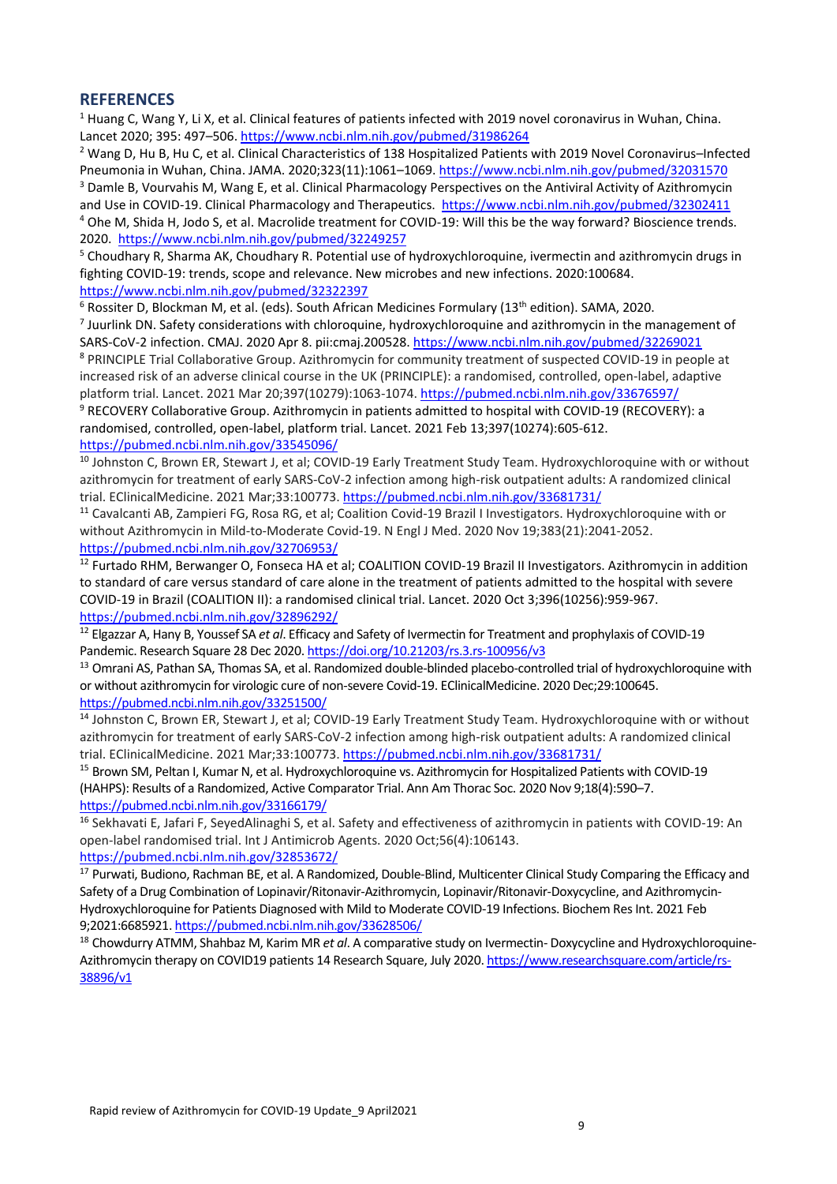## REFERENCES

[1] Huang C, Wang Y, Li X, et al. Clinical features of patients infected with 2019 novel coronavirus in Wuhan, China. Lancet 2020; 395: 497–506. https://www.ncbi.nlm.nih.gov/pubmed/31986264

[2] Wang D, Hu B, Hu C, et al. Clinical Characteristics of 138 Hospitalized Patients with 2019 Novel Coronavirus–Infected Pneumonia in Wuhan, China. JAMA. 2020;323(11):1061–1069. https://www.ncbi.nlm.nih.gov/pubmed/32031570

[3] Damle B, Vourvahis M, Wang E, et al. Clinical Pharmacology Perspectives on the Antiviral Activity of Azithromycin and Use in COVID-19. Clinical Pharmacology and Therapeutics. https://www.ncbi.nlm.nih.gov/pubmed/32302411

[4] Ohe M, Shida H, Jodo S, et al. Macrolide treatment for COVID-19: Will this be the way forward? Bioscience trends. 2020. https://www.ncbi.nlm.nih.gov/pubmed/32249257

[5] Choudhary R, Sharma AK, Choudhary R. Potential use of hydroxychloroquine, ivermectin and azithromycin drugs in fighting COVID-19: trends, scope and relevance. New microbes and new infections. 2020:100684. https://www.ncbi.nlm.nih.gov/pubmed/32322397

[6] Rossiter D, Blockman M, et al. (eds). South African Medicines Formulary (13th edition). SAMA, 2020.

[7] Juurlink DN. Safety considerations with chloroquine, hydroxychloroquine and azithromycin in the management of SARS-CoV-2 infection. CMAJ. 2020 Apr 8. pii:cmaj.200528. https://www.ncbi.nlm.nih.gov/pubmed/32269021

[8] PRINCIPLE Trial Collaborative Group. Azithromycin for community treatment of suspected COVID-19 in people at increased risk of an adverse clinical course in the UK (PRINCIPLE): a randomised, controlled, open-label, adaptive platform trial. Lancet. 2021 Mar 20;397(10279):1063-1074. https://pubmed.ncbi.nlm.nih.gov/33676597/

[9] RECOVERY Collaborative Group. Azithromycin in patients admitted to hospital with COVID-19 (RECOVERY): a randomised, controlled, open-label, platform trial. Lancet. 2021 Feb 13;397(10274):605-612. https://pubmed.ncbi.nlm.nih.gov/33545096/

[10] Johnston C, Brown ER, Stewart J, et al; COVID-19 Early Treatment Study Team. Hydroxychloroquine with or without azithromycin for treatment of early SARS-CoV-2 infection among high-risk outpatient adults: A randomized clinical trial. EClinicalMedicine. 2021 Mar;33:100773. https://pubmed.ncbi.nlm.nih.gov/33681731/

[11] Cavalcanti AB, Zampieri FG, Rosa RG, et al; Coalition Covid-19 Brazil I Investigators. Hydroxychloroquine with or without Azithromycin in Mild-to-Moderate Covid-19. N Engl J Med. 2020 Nov 19;383(21):2041-2052. https://pubmed.ncbi.nlm.nih.gov/32706953/

[12] Furtado RHM, Berwanger O, Fonseca HA et al; COALITION COVID-19 Brazil II Investigators. Azithromycin in addition to standard of care versus standard of care alone in the treatment of patients admitted to the hospital with severe COVID-19 in Brazil (COALITION II): a randomised clinical trial. Lancet. 2020 Oct 3;396(10256):959-967. https://pubmed.ncbi.nlm.nih.gov/32896292/

[12] Elgazzar A, Hany B, Youssef SA *et al*. Efficacy and Safety of Ivermectin for Treatment and prophylaxis of COVID-19 Pandemic. Research Square 28 Dec 2020. https://doi.org/10.21203/rs.3.rs-100956/v3

[13] Omrani AS, Pathan SA, Thomas SA, et al. Randomized double-blinded placebo-controlled trial of hydroxychloroquine with or without azithromycin for virologic cure of non-severe Covid-19. EClinicalMedicine. 2020 Dec;29:100645. https://pubmed.ncbi.nlm.nih.gov/33251500/

[14] Johnston C, Brown ER, Stewart J, et al; COVID-19 Early Treatment Study Team. Hydroxychloroquine with or without azithromycin for treatment of early SARS-CoV-2 infection among high-risk outpatient adults: A randomized clinical trial. EClinicalMedicine. 2021 Mar;33:100773. https://pubmed.ncbi.nlm.nih.gov/33681731/

[15] Brown SM, Peltan I, Kumar N, et al. Hydroxychloroquine vs. Azithromycin for Hospitalized Patients with COVID-19 (HAHPS): Results of a Randomized, Active Comparator Trial. Ann Am Thorac Soc. 2020 Nov 9;18(4):590–7. https://pubmed.ncbi.nlm.nih.gov/33166179/

[16] Sekhavati E, Jafari F, SeyedAlinaghi S, et al. Safety and effectiveness of azithromycin in patients with COVID-19: An open-label randomised trial. Int J Antimicrob Agents. 2020 Oct;56(4):106143. https://pubmed.ncbi.nlm.nih.gov/32853672/

[17] Purwati, Budiono, Rachman BE, et al. A Randomized, Double-Blind, Multicenter Clinical Study Comparing the Efficacy and Safety of a Drug Combination of Lopinavir/Ritonavir-Azithromycin, Lopinavir/Ritonavir-Doxycycline, and Azithromycin-Hydroxychloroquine for Patients Diagnosed with Mild to Moderate COVID-19 Infections. Biochem Res Int. 2021 Feb 9;2021:6685921. https://pubmed.ncbi.nlm.nih.gov/33628506/

[18] Chowdurry ATMM, Shahbaz M, Karim MR *et al*. A comparative study on Ivermectin- Doxycycline and Hydroxychloroquine-Azithromycin therapy on COVID19 patients 14 Research Square, July 2020. https://www.researchsquare.com/article/rs-38896/v1